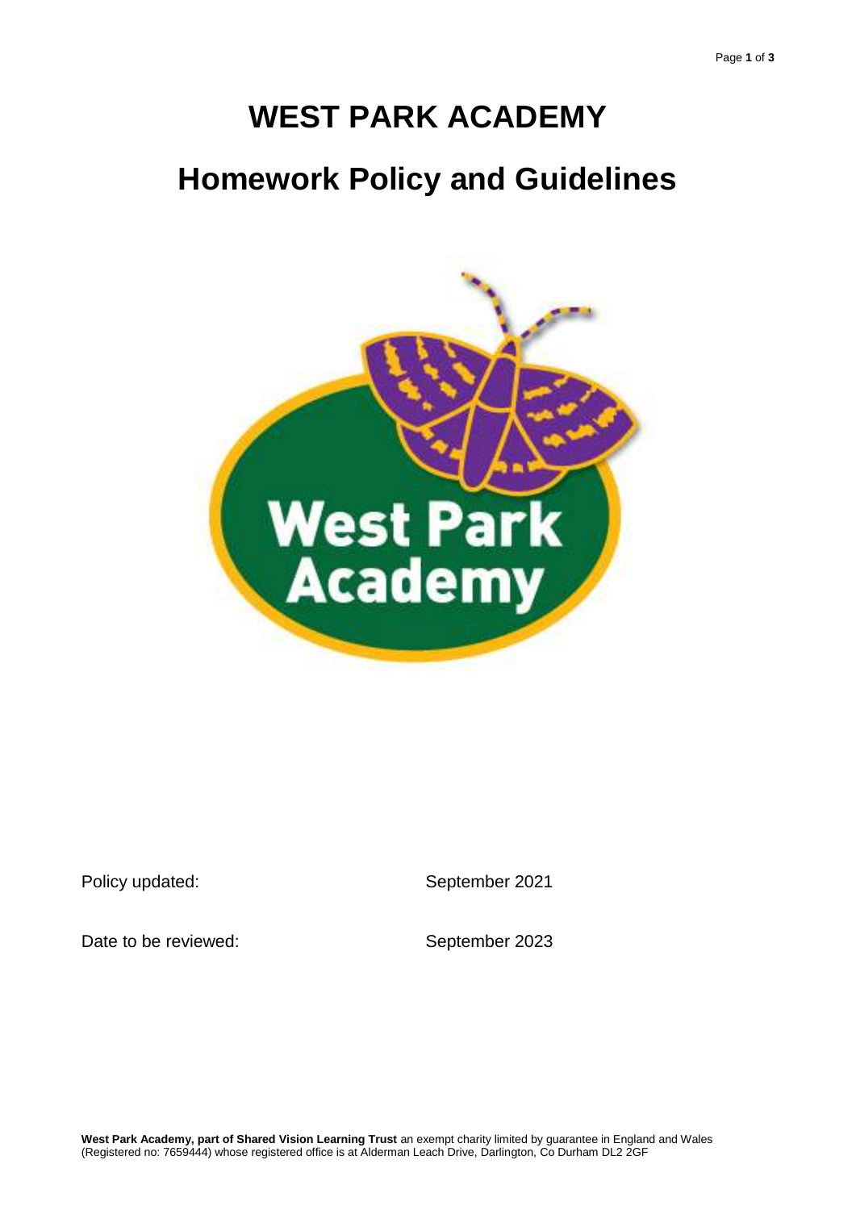# WEST PARK ACADEMY

# Homework Policy and Guidelines

| | |
|---|---|
| Policy updated: | September 2021 |
| Date to be reviewed: | September 2023 |

**West Park Academy, part of Shared Vision Learning Trust** an exempt charity limited by guarantee in England and Wales (Registered no: 7659444) whose registered office is at Alderman Leach Drive, Darlington, Co Durham DL2 2GF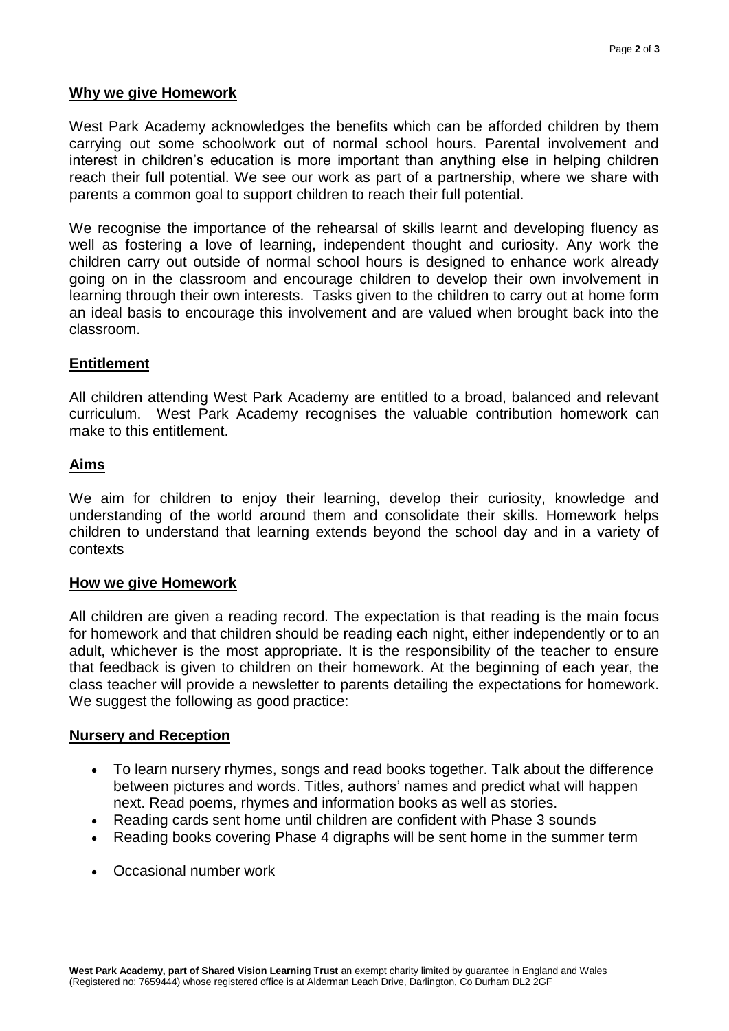## Why we give Homework

West Park Academy acknowledges the benefits which can be afforded children by them carrying out some schoolwork out of normal school hours. Parental involvement and interest in children's education is more important than anything else in helping children reach their full potential. We see our work as part of a partnership, where we share with parents a common goal to support children to reach their full potential.

We recognise the importance of the rehearsal of skills learnt and developing fluency as well as fostering a love of learning, independent thought and curiosity. Any work the children carry out outside of normal school hours is designed to enhance work already going on in the classroom and encourage children to develop their own involvement in learning through their own interests. Tasks given to the children to carry out at home form an ideal basis to encourage this involvement and are valued when brought back into the classroom.

## Entitlement

All children attending West Park Academy are entitled to a broad, balanced and relevant curriculum. West Park Academy recognises the valuable contribution homework can make to this entitlement.

## Aims

We aim for children to enjoy their learning, develop their curiosity, knowledge and understanding of the world around them and consolidate their skills. Homework helps children to understand that learning extends beyond the school day and in a variety of contexts

## How we give Homework

All children are given a reading record. The expectation is that reading is the main focus for homework and that children should be reading each night, either independently or to an adult, whichever is the most appropriate. It is the responsibility of the teacher to ensure that feedback is given to children on their homework. At the beginning of each year, the class teacher will provide a newsletter to parents detailing the expectations for homework. We suggest the following as good practice:

## Nursery and Reception

- To learn nursery rhymes, songs and read books together. Talk about the difference between pictures and words. Titles, authors' names and predict what will happen next. Read poems, rhymes and information books as well as stories.
- Reading cards sent home until children are confident with Phase 3 sounds
- Reading books covering Phase 4 digraphs will be sent home in the summer term
- Occasional number work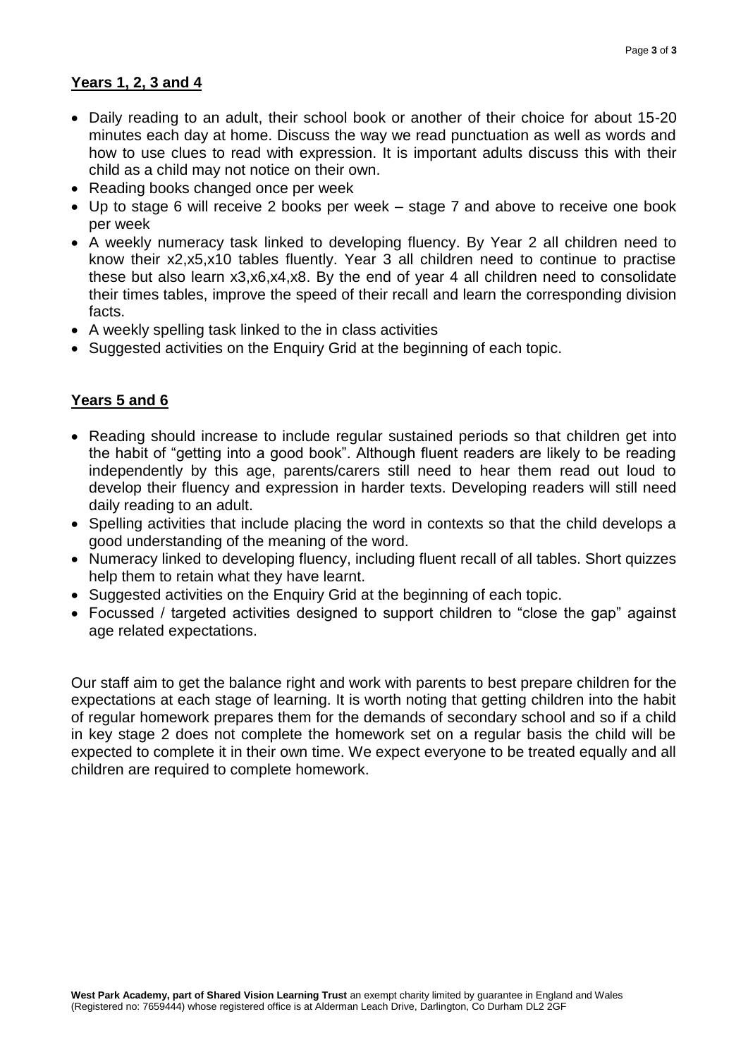## Years 1, 2, 3 and 4

- Daily reading to an adult, their school book or another of their choice for about 15-20 minutes each day at home. Discuss the way we read punctuation as well as words and how to use clues to read with expression. It is important adults discuss this with their child as a child may not notice on their own.
- Reading books changed once per week
- Up to stage 6 will receive 2 books per week – stage 7 and above to receive one book per week
- A weekly numeracy task linked to developing fluency. By Year 2 all children need to know their x2,x5,x10 tables fluently. Year 3 all children need to continue to practise these but also learn x3,x6,x4,x8. By the end of year 4 all children need to consolidate their times tables, improve the speed of their recall and learn the corresponding division facts.
- A weekly spelling task linked to the in class activities
- Suggested activities on the Enquiry Grid at the beginning of each topic.

## Years 5 and 6

- Reading should increase to include regular sustained periods so that children get into the habit of "getting into a good book". Although fluent readers are likely to be reading independently by this age, parents/carers still need to hear them read out loud to develop their fluency and expression in harder texts. Developing readers will still need daily reading to an adult.
- Spelling activities that include placing the word in contexts so that the child develops a good understanding of the meaning of the word.
- Numeracy linked to developing fluency, including fluent recall of all tables. Short quizzes help them to retain what they have learnt.
- Suggested activities on the Enquiry Grid at the beginning of each topic.
- Focussed / targeted activities designed to support children to "close the gap" against age related expectations.

Our staff aim to get the balance right and work with parents to best prepare children for the expectations at each stage of learning. It is worth noting that getting children into the habit of regular homework prepares them for the demands of secondary school and so if a child in key stage 2 does not complete the homework set on a regular basis the child will be expected to complete it in their own time. We expect everyone to be treated equally and all children are required to complete homework.

**West Park Academy, part of Shared Vision Learning Trust** an exempt charity limited by guarantee in England and Wales (Registered no: 7659444) whose registered office is at Alderman Leach Drive, Darlington, Co Durham DL2 2GF